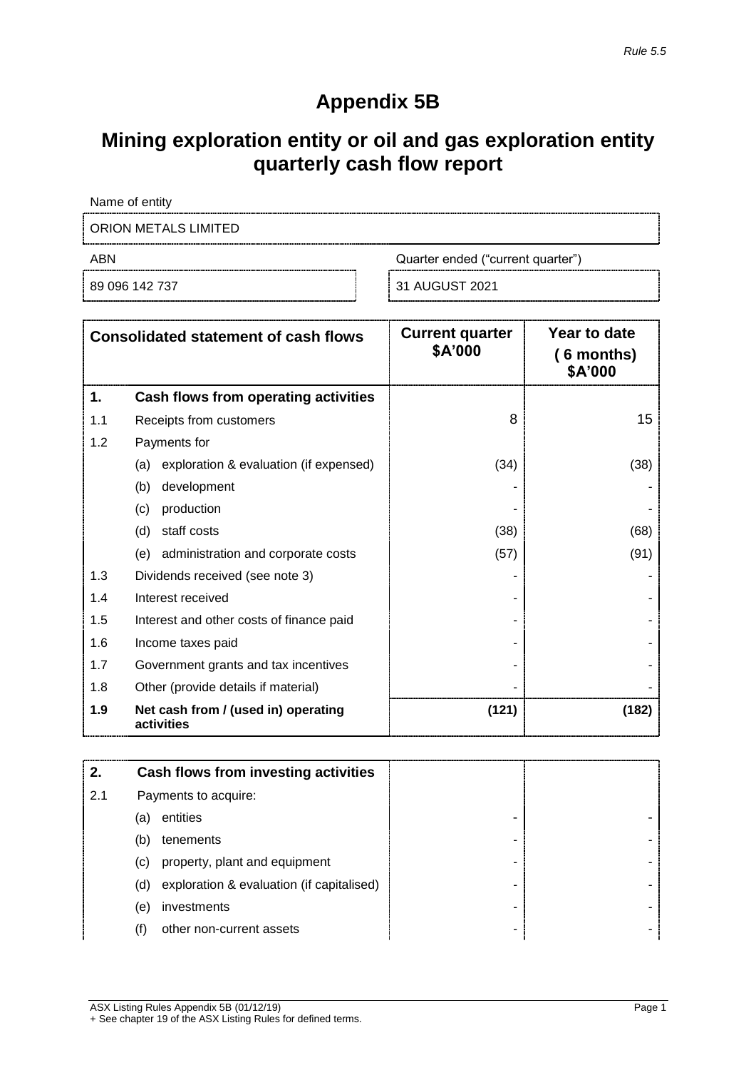*Rule 5.5*

# Appendix 5B

# Mining exploration entity or oil and gas exploration entity quarterly cash flow report

Name of entity

| ORION METALS LIMITED | |
|---|---|
| **ABN** | **Quarter ended ("current quarter")** |
| 89 096 142 737 | 31 AUGUST 2021 |

| | Consolidated statement of cash flows | Current quarter $A'000 | Year to date (6 months) $A'000 |
|---|---|---|---|
| **1.** | **Cash flows from operating activities** | | |
| 1.1 | Receipts from customers | 8 | 15 |
| 1.2 | Payments for | | |
| | (a) exploration & evaluation (if expensed) | (34) | (38) |
| | (b) development | - | - |
| | (c) production | - | - |
| | (d) staff costs | (38) | (68) |
| | (e) administration and corporate costs | (57) | (91) |
| 1.3 | Dividends received (see note 3) | - | - |
| 1.4 | Interest received | - | - |
| 1.5 | Interest and other costs of finance paid | - | - |
| 1.6 | Income taxes paid | - | - |
| 1.7 | Government grants and tax incentives | - | - |
| 1.8 | Other (provide details if material) | - | - |
| **1.9** | **Net cash from / (used in) operating activities** | **(121)** | **(182)** |

| | | | |
|---|---|---|---|
| **2.** | **Cash flows from investing activities** | | |
| 2.1 | Payments to acquire: | | |
| | (a) entities | - | - |
| | (b) tenements | - | - |
| | (c) property, plant and equipment | - | - |
| | (d) exploration & evaluation (if capitalised) | - | - |
| | (e) investments | - | - |
| | (f) other non-current assets | - | - |

ASX Listing Rules Appendix 5B (01/12/19)
+ See chapter 19 of the ASX Listing Rules for defined terms.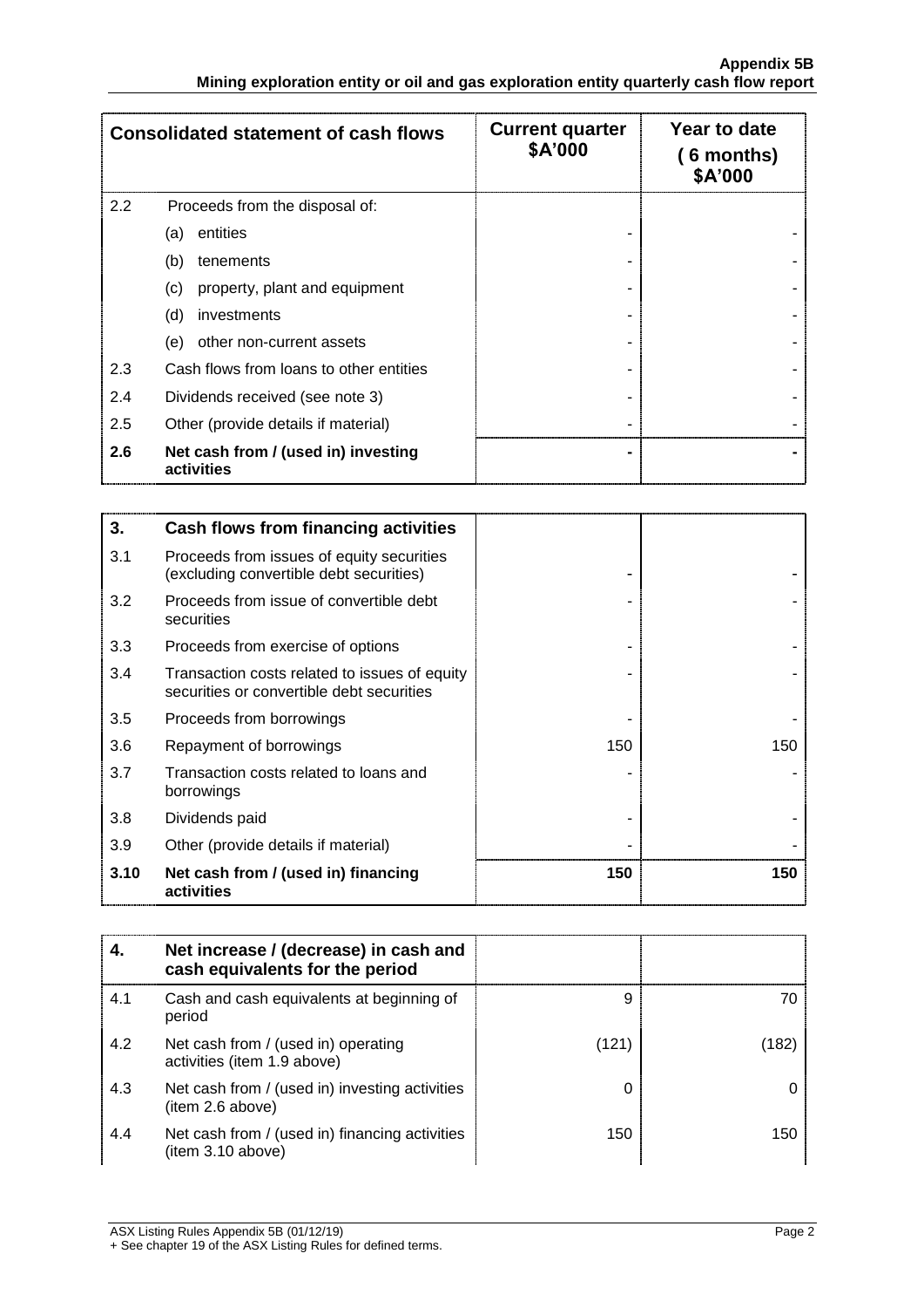| Consolidated statement of cash flows | | Current quarter $A'000 | Year to date (6 months) $A'000 |
|---|---|---|---|
| 2.2 | Proceeds from the disposal of: | | |
| | (a) entities | - | - |
| | (b) tenements | - | - |
| | (c) property, plant and equipment | - | - |
| | (d) investments | - | - |
| | (e) other non-current assets | - | - |
| 2.3 | Cash flows from loans to other entities | - | - |
| 2.4 | Dividends received (see note 3) | - | - |
| 2.5 | Other (provide details if material) | - | - |
| **2.6** | **Net cash from / (used in) investing activities** | **-** | **-** |

| | | | |
|---|---|---|---|
| **3.** | **Cash flows from financing activities** | | |
| 3.1 | Proceeds from issues of equity securities (excluding convertible debt securities) | - | - |
| 3.2 | Proceeds from issue of convertible debt securities | - | - |
| 3.3 | Proceeds from exercise of options | - | - |
| 3.4 | Transaction costs related to issues of equity securities or convertible debt securities | - | - |
| 3.5 | Proceeds from borrowings | - | - |
| 3.6 | Repayment of borrowings | 150 | 150 |
| 3.7 | Transaction costs related to loans and borrowings | - | - |
| 3.8 | Dividends paid | - | - |
| 3.9 | Other (provide details if material) | - | - |
| **3.10** | **Net cash from / (used in) financing activities** | **150** | **150** |

| | | | |
|---|---|---|---|
| **4.** | **Net increase / (decrease) in cash and cash equivalents for the period** | | |
| 4.1 | Cash and cash equivalents at beginning of period | 9 | 70 |
| 4.2 | Net cash from / (used in) operating activities (item 1.9 above) | (121) | (182) |
| 4.3 | Net cash from / (used in) investing activities (item 2.6 above) | 0 | 0 |
| 4.4 | Net cash from / (used in) financing activities (item 3.10 above) | 150 | 150 |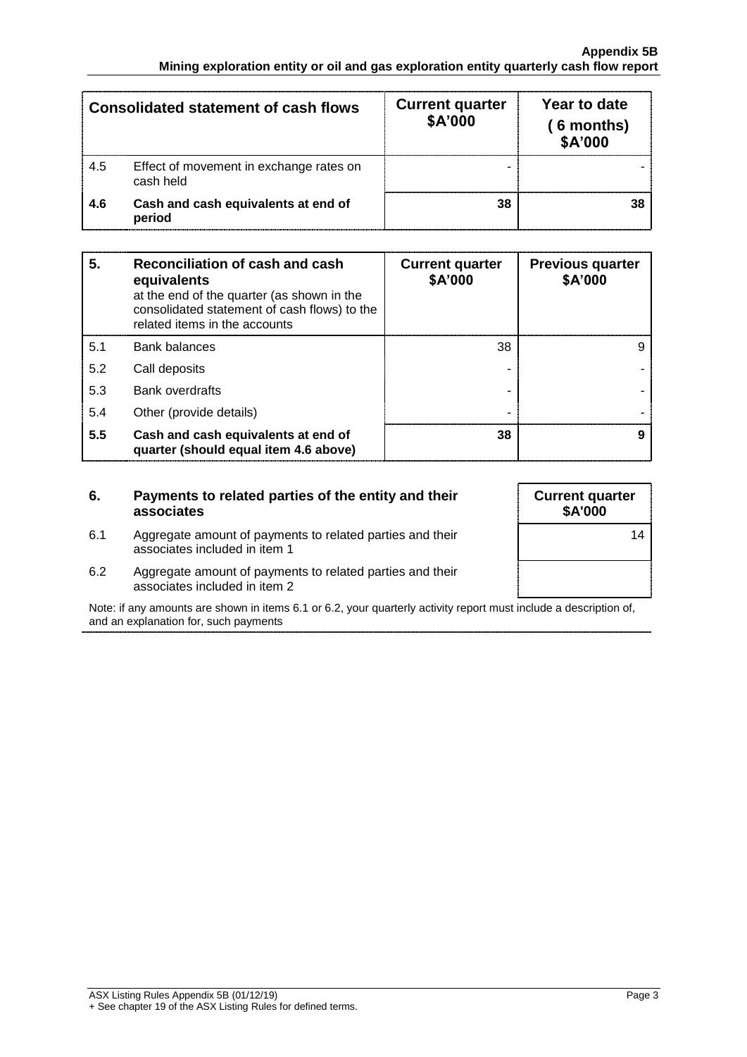| Consolidated statement of cash flows | | Current quarter $A'000 | Year to date (6 months) $A'000 |
|---|---|---|---|
| 4.5 | Effect of movement in exchange rates on cash held | - | - |
| **4.6** | **Cash and cash equivalents at end of period** | **38** | **38** |

| **5.** | **Reconciliation of cash and cash equivalents** at the end of the quarter (as shown in the consolidated statement of cash flows) to the related items in the accounts | **Current quarter $A'000** | **Previous quarter $A'000** |
|---|---|---|---|
| 5.1 | Bank balances | 38 | 9 |
| 5.2 | Call deposits | - | - |
| 5.3 | Bank overdrafts | - | - |
| 5.4 | Other (provide details) | - | - |
| **5.5** | **Cash and cash equivalents at end of quarter (should equal item 4.6 above)** | **38** | **9** |

| **6.** | **Payments to related parties of the entity and their associates** | **Current quarter $A'000** |
|---|---|---|
| 6.1 | Aggregate amount of payments to related parties and their associates included in item 1 | 14 |
| 6.2 | Aggregate amount of payments to related parties and their associates included in item 2 | |

Note: if any amounts are shown in items 6.1 or 6.2, your quarterly activity report must include a description of, and an explanation for, such payments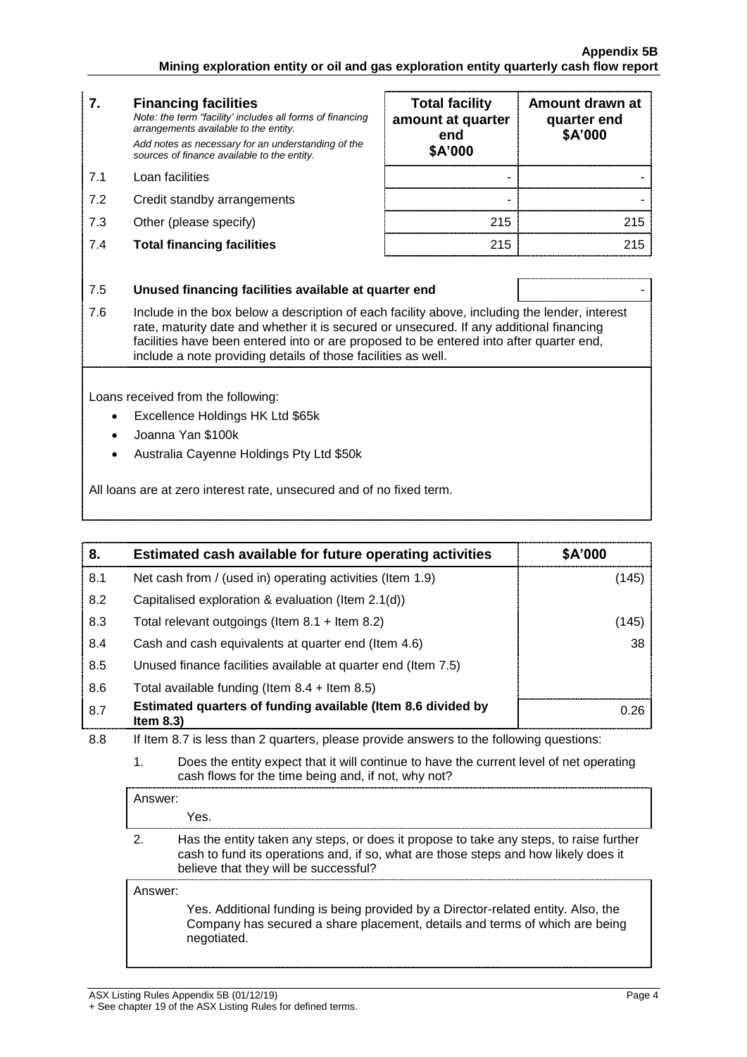| 7. | **Financing facilities** *Note: the term "facility' includes all forms of financing arrangements available to the entity.* *Add notes as necessary for an understanding of the sources of finance available to the entity.* | **Total facility amount at quarter end \$A'000** | **Amount drawn at quarter end \$A'000** |
|---|---|---|---|
| 7.1 | Loan facilities | - | - |
| 7.2 | Credit standby arrangements | - | - |
| 7.3 | Other (please specify) | 215 | 215 |
| 7.4 | **Total financing facilities** | 215 | 215 |

| | | |
|---|---|---|
| 7.5 | **Unused financing facilities available at quarter end** | - |

7.6 Include in the box below a description of each facility above, including the lender, interest rate, maturity date and whether it is secured or unsecured. If any additional financing facilities have been entered into or are proposed to be entered into after quarter end, include a note providing details of those facilities as well.

Loans received from the following:

- Excellence Holdings HK Ltd \$65k
- Joanna Yan \$100k
- Australia Cayenne Holdings Pty Ltd \$50k

All loans are at zero interest rate, unsecured and of no fixed term.

| 8. | **Estimated cash available for future operating activities** | **\$A'000** |
|---|---|---|
| 8.1 | Net cash from / (used in) operating activities (Item 1.9) | (145) |
| 8.2 | Capitalised exploration & evaluation (Item 2.1(d)) | |
| 8.3 | Total relevant outgoings (Item 8.1 + Item 8.2) | (145) |
| 8.4 | Cash and cash equivalents at quarter end (Item 4.6) | 38 |
| 8.5 | Unused finance facilities available at quarter end (Item 7.5) | |
| 8.6 | Total available funding (Item 8.4 + Item 8.5) | |
| 8.7 | **Estimated quarters of funding available (Item 8.6 divided by Item 8.3)** | 0.26 |

8.8 If Item 8.7 is less than 2 quarters, please provide answers to the following questions:

1. Does the entity expect that it will continue to have the current level of net operating cash flows for the time being and, if not, why not?

Answer:

Yes.

2. Has the entity taken any steps, or does it propose to take any steps, to raise further cash to fund its operations and, if so, what are those steps and how likely does it believe that they will be successful?

Answer:

Yes. Additional funding is being provided by a Director-related entity. Also, the Company has secured a share placement, details and terms of which are being negotiated.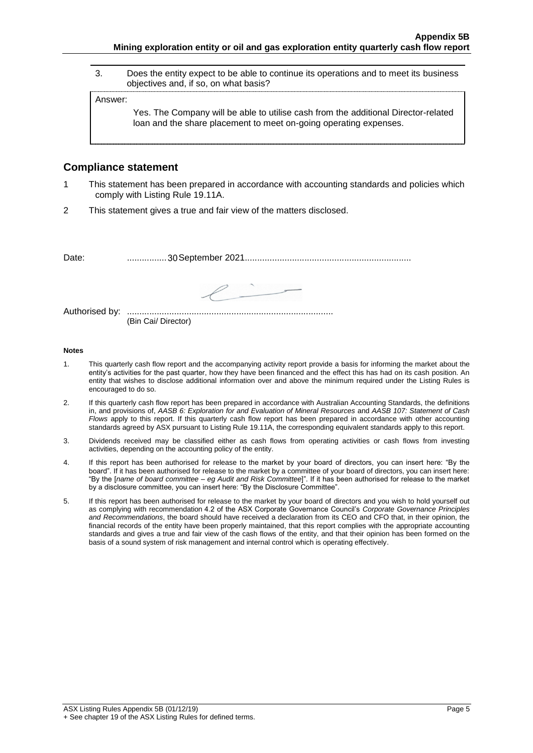3. Does the entity expect to be able to continue its operations and to meet its business objectives and, if so, on what basis?

Answer:

Yes. The Company will be able to utilise cash from the additional Director-related loan and the share placement to meet on-going operating expenses.

## Compliance statement

1 This statement has been prepared in accordance with accounting standards and policies which comply with Listing Rule 19.11A.

2 This statement gives a true and fair view of the matters disclosed.

Date: ................30 September 2021...................................................................

Authorised by: ...................................................................................
(Bin Cai/ Director)

**Notes**

1. This quarterly cash flow report and the accompanying activity report provide a basis for informing the market about the entity's activities for the past quarter, how they have been financed and the effect this has had on its cash position. An entity that wishes to disclose additional information over and above the minimum required under the Listing Rules is encouraged to do so.

2. If this quarterly cash flow report has been prepared in accordance with Australian Accounting Standards, the definitions in, and provisions of, *AASB 6: Exploration for and Evaluation of Mineral Resources* and *AASB 107: Statement of Cash Flows* apply to this report. If this quarterly cash flow report has been prepared in accordance with other accounting standards agreed by ASX pursuant to Listing Rule 19.11A, the corresponding equivalent standards apply to this report.

3. Dividends received may be classified either as cash flows from operating activities or cash flows from investing activities, depending on the accounting policy of the entity.

4. If this report has been authorised for release to the market by your board of directors, you can insert here: "By the board". If it has been authorised for release to the market by a committee of your board of directors, you can insert here: "By the [*name of board committee – eg Audit and Risk Committee*]". If it has been authorised for release to the market by a disclosure committee, you can insert here: "By the Disclosure Committee".

5. If this report has been authorised for release to the market by your board of directors and you wish to hold yourself out as complying with recommendation 4.2 of the ASX Corporate Governance Council's *Corporate Governance Principles and Recommendations*, the board should have received a declaration from its CEO and CFO that, in their opinion, the financial records of the entity have been properly maintained, that this report complies with the appropriate accounting standards and gives a true and fair view of the cash flows of the entity, and that their opinion has been formed on the basis of a sound system of risk management and internal control which is operating effectively.